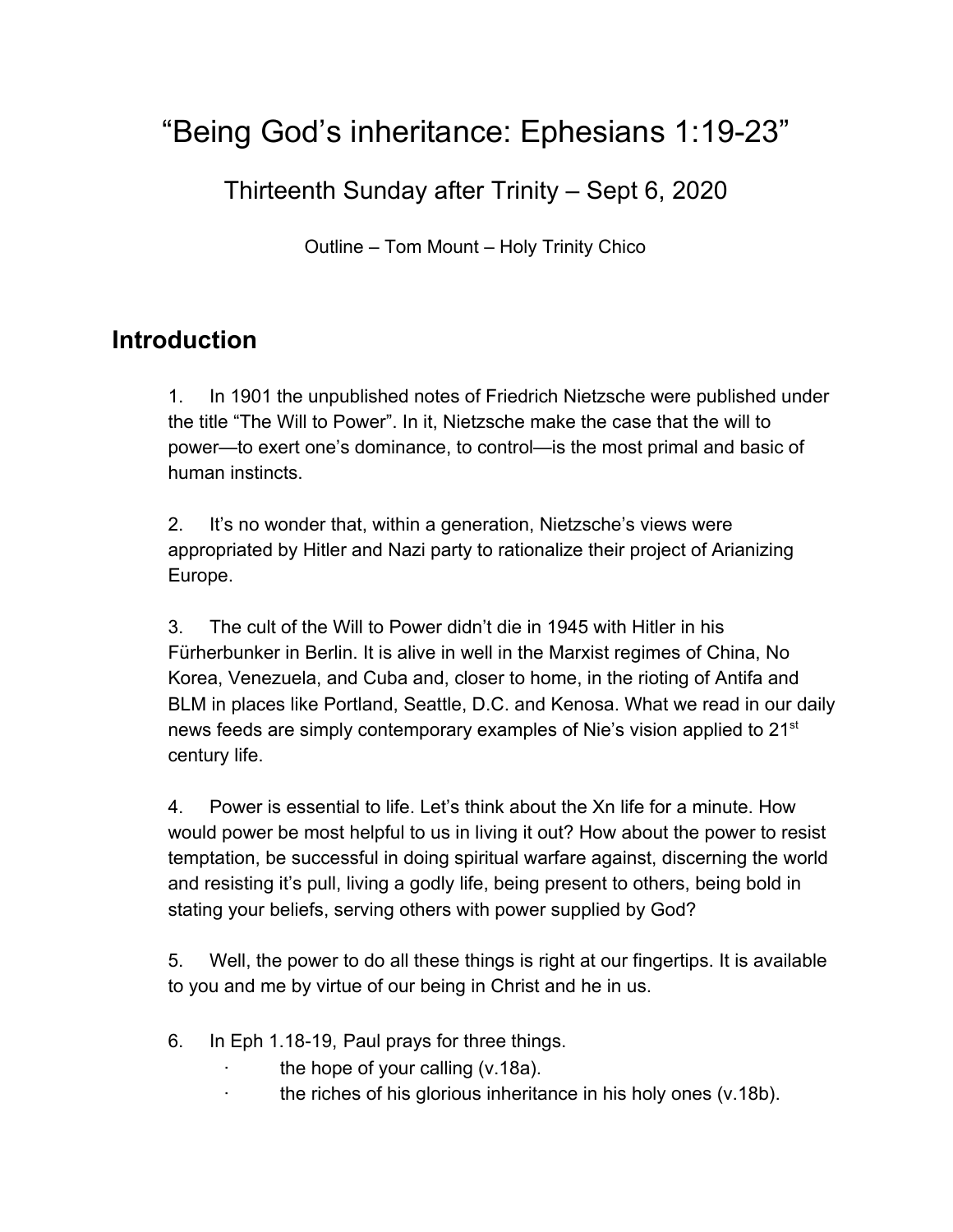# "Being God's inheritance: Ephesians 1:19-23"

## Thirteenth Sunday after Trinity – Sept 6, 2020

Outline – Tom Mount – Holy Trinity Chico

## Introduction

1. In 1901 the unpublished notes of Friedrich Nietzsche were published under the title "The Will to Power". In it, Nietzsche make the case that the will to power—to exert one's dominance, to control—is the most primal and basic of human instincts.

2. It's no wonder that, within a generation, Nietzsche's views were appropriated by Hitler and Nazi party to rationalize their project of Arianizing Europe.

3. The cult of the Will to Power didn't die in 1945 with Hitler in his Fürherbunker in Berlin. It is alive in well in the Marxist regimes of China, No Korea, Venezuela, and Cuba and, closer to home, in the rioting of Antifa and BLM in places like Portland, Seattle, D.C. and Kenosa. What we read in our daily news feeds are simply contemporary examples of Nie's vision applied to 21st century life.

4. Power is essential to life. Let's think about the Xn life for a minute. How would power be most helpful to us in living it out? How about the power to resist temptation, be successful in doing spiritual warfare against, discerning the world and resisting it's pull, living a godly life, being present to others, being bold in stating your beliefs, serving others with power supplied by God?

5. Well, the power to do all these things is right at our fingertips. It is available to you and me by virtue of our being in Christ and he in us.

6. In Eph 1.18-19, Paul prays for three things.
   - the hope of your calling (v.18a).
   - the riches of his glorious inheritance in his holy ones (v.18b).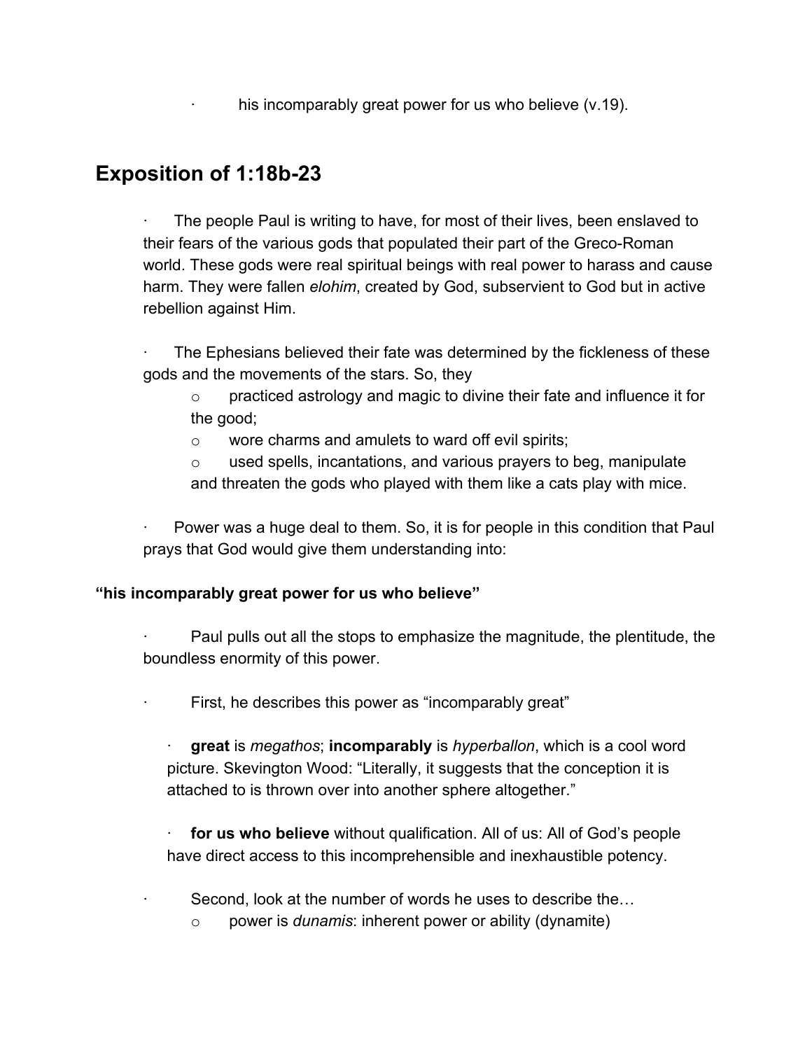- his incomparably great power for us who believe (v.19).

## Exposition of 1:18b-23

- The people Paul is writing to have, for most of their lives, been enslaved to their fears of the various gods that populated their part of the Greco-Roman world. These gods were real spiritual beings with real power to harass and cause harm. They were fallen *elohim*, created by God, subservient to God but in active rebellion against Him.

- The Ephesians believed their fate was determined by the fickleness of these gods and the movements of the stars. So, they
    - practiced astrology and magic to divine their fate and influence it for the good;
    - wore charms and amulets to ward off evil spirits;
    - used spells, incantations, and various prayers to beg, manipulate and threaten the gods who played with them like a cats play with mice.

- Power was a huge deal to them. So, it is for people in this condition that Paul prays that God would give them understanding into:

**"his incomparably great power for us who believe"**

- Paul pulls out all the stops to emphasize the magnitude, the plentitude, the boundless enormity of this power.

- First, he describes this power as "incomparably great"

    - **great** is *megathos*; **incomparably** is *hyperballon*, which is a cool word picture. Skevington Wood: "Literally, it suggests that the conception it is attached to is thrown over into another sphere altogether."

    - **for us who believe** without qualification. All of us: All of God's people have direct access to this incomprehensible and inexhaustible potency.

- Second, look at the number of words he uses to describe the…
    - power is *dunamis*: inherent power or ability (dynamite)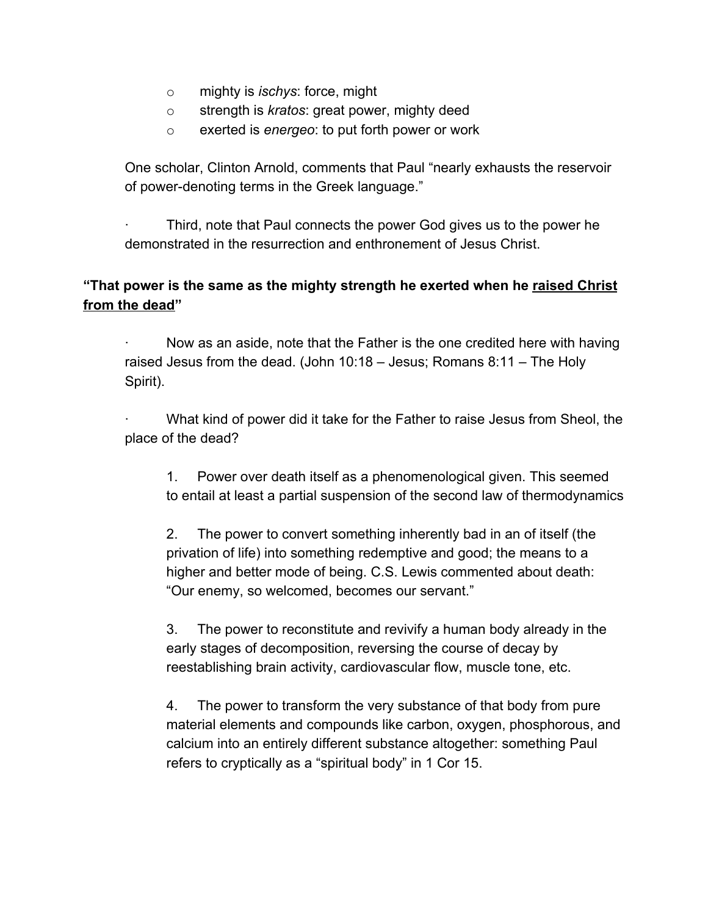- mighty is *ischys*: force, might
- strength is *kratos*: great power, mighty deed
- exerted is *energeo*: to put forth power or work

One scholar, Clinton Arnold, comments that Paul "nearly exhausts the reservoir of power-denoting terms in the Greek language."

- Third, note that Paul connects the power God gives us to the power he demonstrated in the resurrection and enthronement of Jesus Christ.

**"That power is the same as the mighty strength he exerted when he <u>raised Christ from the dead</u>"**

- Now as an aside, note that the Father is the one credited here with having raised Jesus from the dead. (John 10:18 – Jesus; Romans 8:11 – The Holy Spirit).

- What kind of power did it take for the Father to raise Jesus from Sheol, the place of the dead?

  1. Power over death itself as a phenomenological given. This seemed to entail at least a partial suspension of the second law of thermodynamics

  2. The power to convert something inherently bad in an of itself (the privation of life) into something redemptive and good; the means to a higher and better mode of being. C.S. Lewis commented about death: "Our enemy, so welcomed, becomes our servant."

  3. The power to reconstitute and revivify a human body already in the early stages of decomposition, reversing the course of decay by reestablishing brain activity, cardiovascular flow, muscle tone, etc.

  4. The power to transform the very substance of that body from pure material elements and compounds like carbon, oxygen, phosphorous, and calcium into an entirely different substance altogether: something Paul refers to cryptically as a "spiritual body" in 1 Cor 15.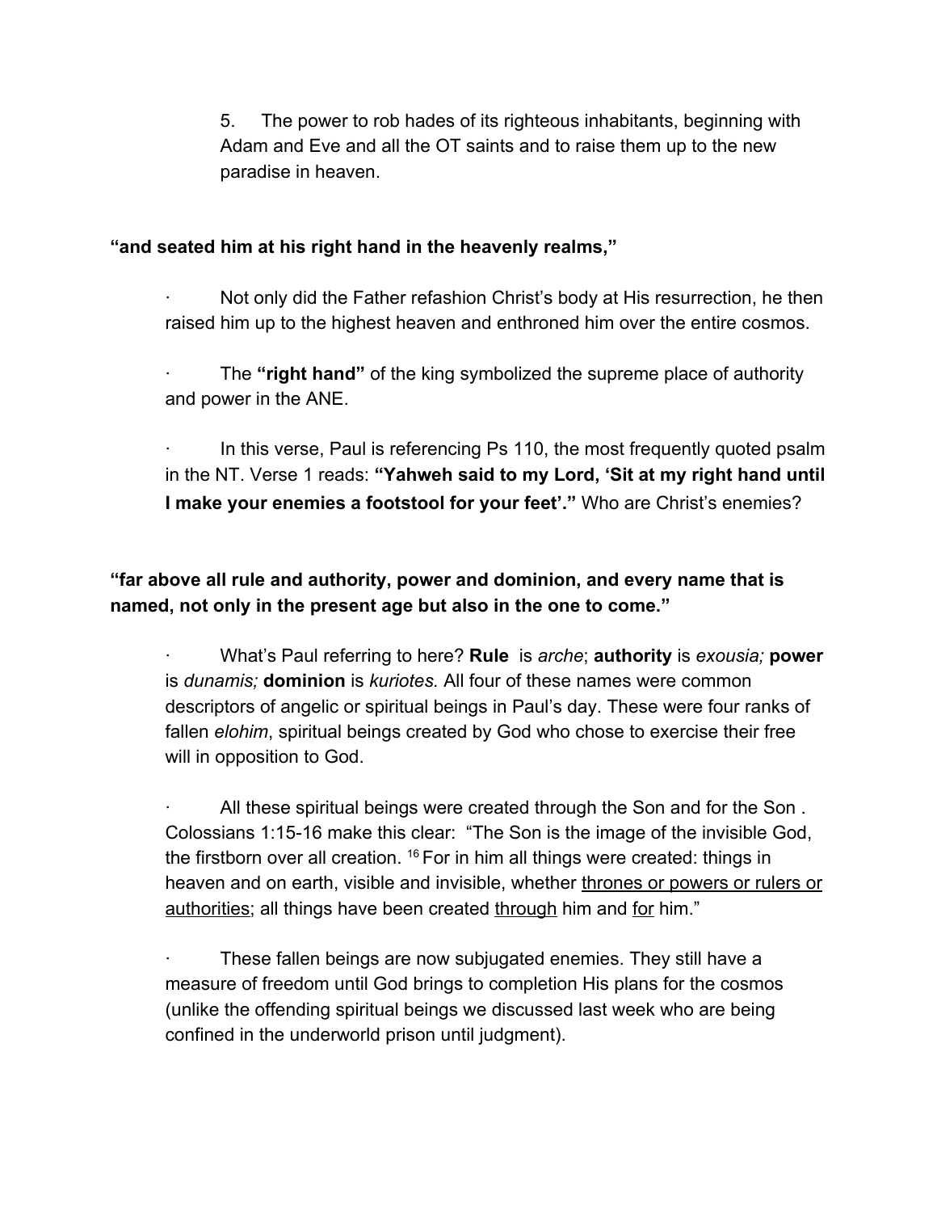5. The power to rob hades of its righteous inhabitants, beginning with Adam and Eve and all the OT saints and to raise them up to the new paradise in heaven.

**“and seated him at his right hand in the heavenly realms,”**

- Not only did the Father refashion Christ’s body at His resurrection, he then raised him up to the highest heaven and enthroned him over the entire cosmos.

- The **“right hand”** of the king symbolized the supreme place of authority and power in the ANE.

- In this verse, Paul is referencing Ps 110, the most frequently quoted psalm in the NT. Verse 1 reads: **“Yahweh said to my Lord, ‘Sit at my right hand until I make your enemies a footstool for your feet’.”** Who are Christ’s enemies?

**“far above all rule and authority, power and dominion, and every name that is named, not only in the present age but also in the one to come.”**

- What’s Paul referring to here? **Rule** is *arche*; **authority** is *exousia;* **power** is *dunamis;* **dominion** is *kuriotes.* All four of these names were common descriptors of angelic or spiritual beings in Paul’s day. These were four ranks of fallen *elohim*, spiritual beings created by God who chose to exercise their free will in opposition to God.

- All these spiritual beings were created through the Son and for the Son . Colossians 1:15-16 make this clear: “The Son is the image of the invisible God, the firstborn over all creation. [16] For in him all things were created: things in heaven and on earth, visible and invisible, whether <u>thrones or powers or rulers or authorities</u>; all things have been created <u>through</u> him and <u>for</u> him.”

- These fallen beings are now subjugated enemies. They still have a measure of freedom until God brings to completion His plans for the cosmos (unlike the offending spiritual beings we discussed last week who are being confined in the underworld prison until judgment).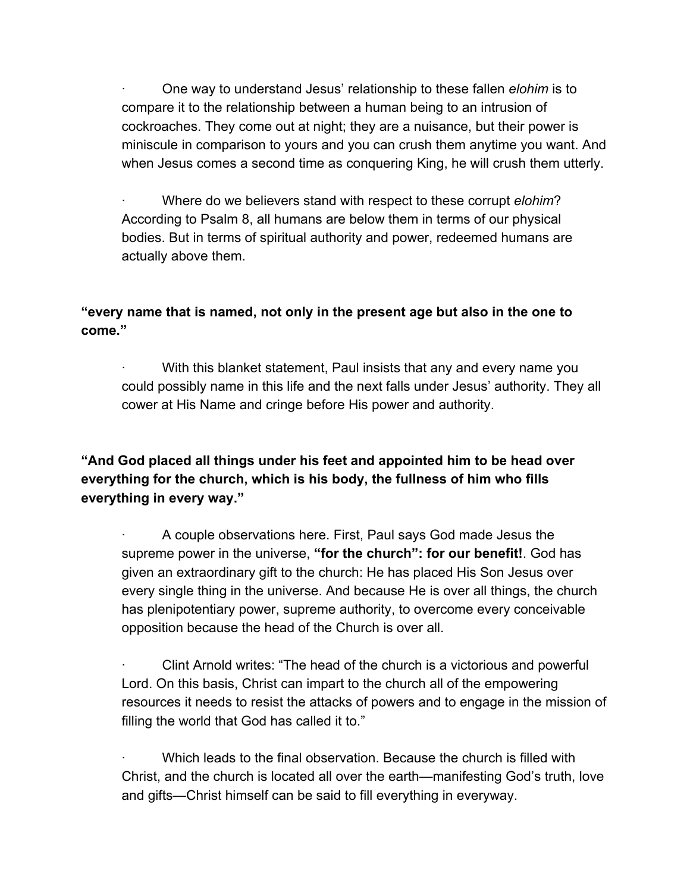- One way to understand Jesus' relationship to these fallen *elohim* is to compare it to the relationship between a human being to an intrusion of cockroaches. They come out at night; they are a nuisance, but their power is miniscule in comparison to yours and you can crush them anytime you want. And when Jesus comes a second time as conquering King, he will crush them utterly.

- Where do we believers stand with respect to these corrupt *elohim*? According to Psalm 8, all humans are below them in terms of our physical bodies. But in terms of spiritual authority and power, redeemed humans are actually above them.

**"every name that is named, not only in the present age but also in the one to come."**

- With this blanket statement, Paul insists that any and every name you could possibly name in this life and the next falls under Jesus' authority. They all cower at His Name and cringe before His power and authority.

**"And God placed all things under his feet and appointed him to be head over everything for the church, which is his body, the fullness of him who fills everything in every way."**

- A couple observations here. First, Paul says God made Jesus the supreme power in the universe, **"for the church": for our benefit!**. God has given an extraordinary gift to the church: He has placed His Son Jesus over every single thing in the universe. And because He is over all things, the church has plenipotentiary power, supreme authority, to overcome every conceivable opposition because the head of the Church is over all.

- Clint Arnold writes: "The head of the church is a victorious and powerful Lord. On this basis, Christ can impart to the church all of the empowering resources it needs to resist the attacks of powers and to engage in the mission of filling the world that God has called it to."

- Which leads to the final observation. Because the church is filled with Christ, and the church is located all over the earth—manifesting God's truth, love and gifts—Christ himself can be said to fill everything in everyway.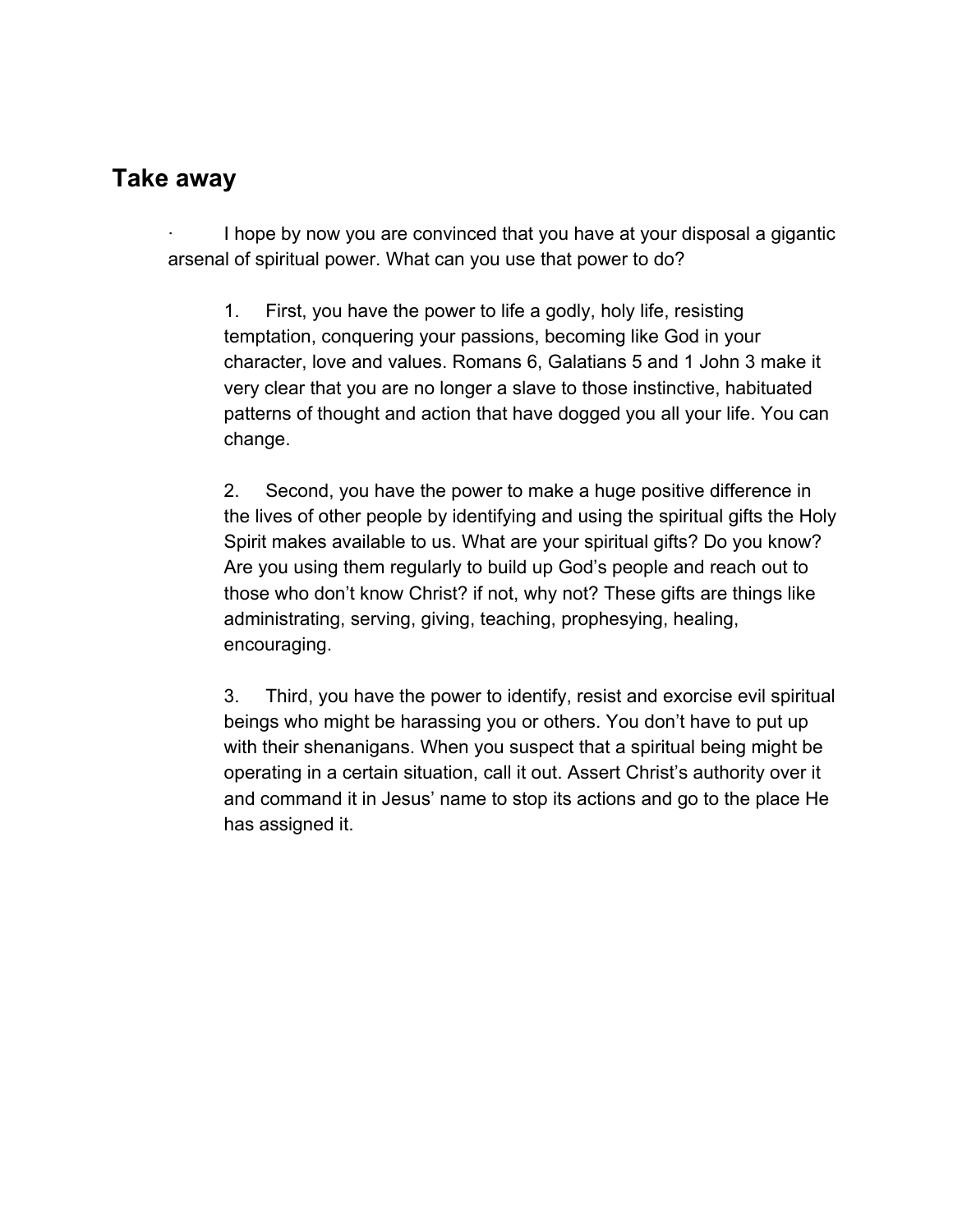## Take away

· I hope by now you are convinced that you have at your disposal a gigantic arsenal of spiritual power. What can you use that power to do?

1. First, you have the power to life a godly, holy life, resisting temptation, conquering your passions, becoming like God in your character, love and values. Romans 6, Galatians 5 and 1 John 3 make it very clear that you are no longer a slave to those instinctive, habituated patterns of thought and action that have dogged you all your life. You can change.

2. Second, you have the power to make a huge positive difference in the lives of other people by identifying and using the spiritual gifts the Holy Spirit makes available to us. What are your spiritual gifts? Do you know? Are you using them regularly to build up God's people and reach out to those who don't know Christ? if not, why not? These gifts are things like administrating, serving, giving, teaching, prophesying, healing, encouraging.

3. Third, you have the power to identify, resist and exorcise evil spiritual beings who might be harassing you or others. You don't have to put up with their shenanigans. When you suspect that a spiritual being might be operating in a certain situation, call it out. Assert Christ's authority over it and command it in Jesus' name to stop its actions and go to the place He has assigned it.